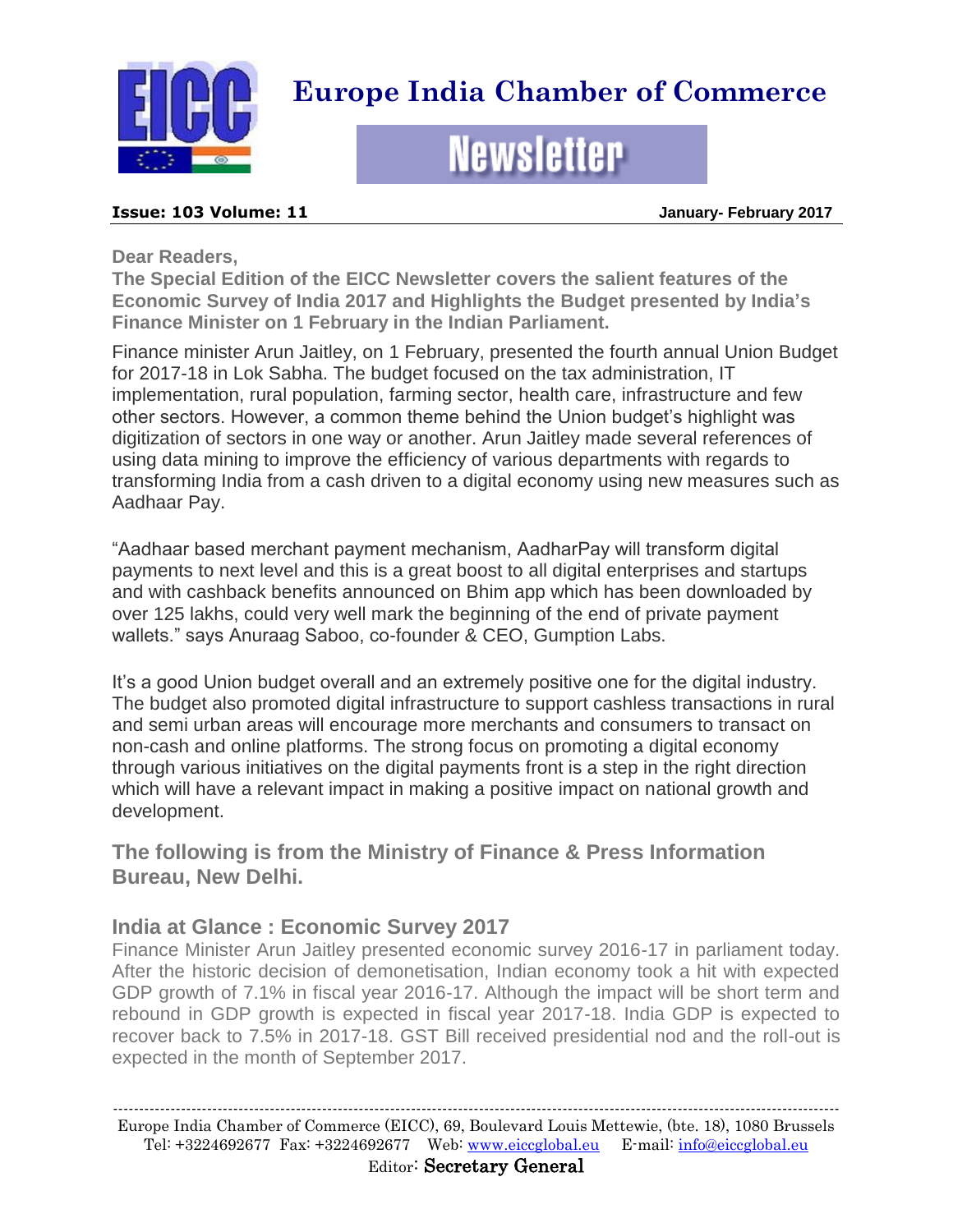# Europe India Chamber of Commerce

## Newsletter

**Issue: 103 Volume: 11** **January- February 2017**

**Dear Readers,**

**The Special Edition of the EICC Newsletter covers the salient features of the Economic Survey of India 2017 and Highlights the Budget presented by India's Finance Minister on 1 February in the Indian Parliament.**

Finance minister Arun Jaitley, on 1 February, presented the fourth annual Union Budget for 2017-18 in Lok Sabha. The budget focused on the tax administration, IT implementation, rural population, farming sector, health care, infrastructure and few other sectors. However, a common theme behind the Union budget's highlight was digitization of sectors in one way or another. Arun Jaitley made several references of using data mining to improve the efficiency of various departments with regards to transforming India from a cash driven to a digital economy using new measures such as Aadhaar Pay.

"Aadhaar based merchant payment mechanism, AadharPay will transform digital payments to next level and this is a great boost to all digital enterprises and startups and with cashback benefits announced on Bhim app which has been downloaded by over 125 lakhs, could very well mark the beginning of the end of private payment wallets." says Anuraag Saboo, co-founder & CEO, Gumption Labs.

It's a good Union budget overall and an extremely positive one for the digital industry. The budget also promoted digital infrastructure to support cashless transactions in rural and semi urban areas will encourage more merchants and consumers to transact on non-cash and online platforms. The strong focus on promoting a digital economy through various initiatives on the digital payments front is a step in the right direction which will have a relevant impact in making a positive impact on national growth and development.

### The following is from the Ministry of Finance & Press Information Bureau, New Delhi.

### India at Glance : Economic Survey 2017

Finance Minister Arun Jaitley presented economic survey 2016-17 in parliament today. After the historic decision of demonetisation, Indian economy took a hit with expected GDP growth of 7.1% in fiscal year 2016-17. Although the impact will be short term and rebound in GDP growth is expected in fiscal year 2017-18. India GDP is expected to recover back to 7.5% in 2017-18. GST Bill received presidential nod and the roll-out is expected in the month of September 2017.

Europe India Chamber of Commerce (EICC), 69, Boulevard Louis Mettewie, (bte. 18), 1080 Brussels
Tel: +3224692677 Fax: +3224692677 Web: www.eiccglobal.eu E-mail: info@eiccglobal.eu
Editor: Secretary General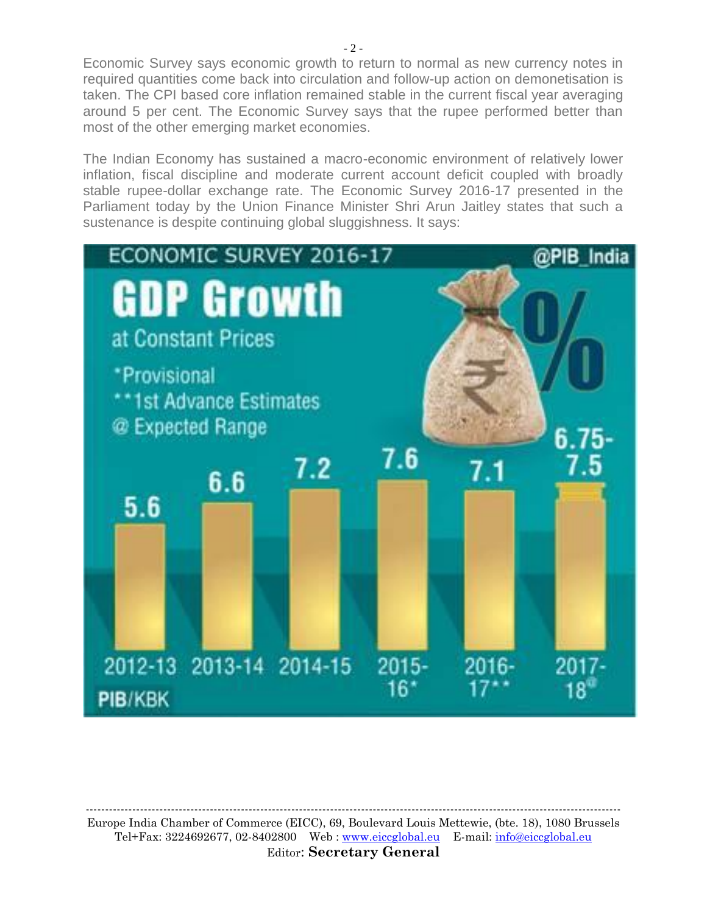Economic Survey says economic growth to return to normal as new currency notes in required quantities come back into circulation and follow-up action on demonetisation is taken. The CPI based core inflation remained stable in the current fiscal year averaging around 5 per cent. The Economic Survey says that the rupee performed better than most of the other emerging market economies.

The Indian Economy has sustained a macro-economic environment of relatively lower inflation, fiscal discipline and moderate current account deficit coupled with broadly stable rupee-dollar exchange rate. The Economic Survey 2016-17 presented in the Parliament today by the Union Finance Minister Shri Arun Jaitley states that such a sustenance is despite continuing global sluggishness. It says:

ECONOMIC SURVEY 2016-17 @PIB_India

**GDP Growth**

at Constant Prices

*Provisional
**1st Advance Estimates
@ Expected Range

| Year | GDP Growth (%) |
| --- | --- |
| 2012-13 | 5.6 |
| 2013-14 | 6.6 |
| 2014-15 | 7.2 |
| 2015-16* | 7.6 |
| 2016-17** | 7.1 |
| 2017-18@ | 6.75-7.5 |

PIB/KBK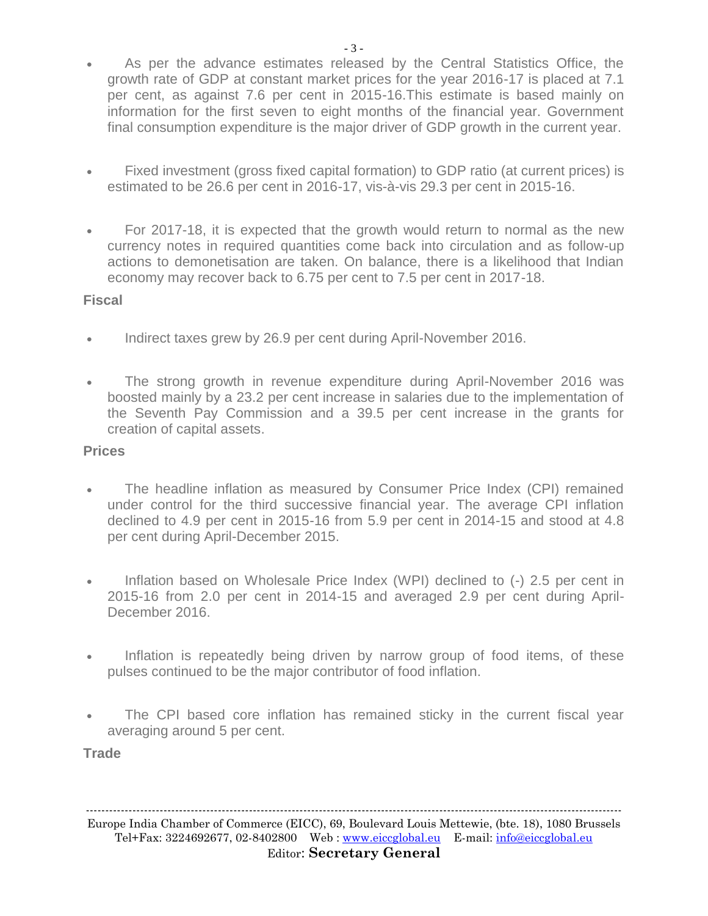- As per the advance estimates released by the Central Statistics Office, the growth rate of GDP at constant market prices for the year 2016-17 is placed at 7.1 per cent, as against 7.6 per cent in 2015-16.This estimate is based mainly on information for the first seven to eight months of the financial year. Government final consumption expenditure is the major driver of GDP growth in the current year.

- Fixed investment (gross fixed capital formation) to GDP ratio (at current prices) is estimated to be 26.6 per cent in 2016-17, vis-à-vis 29.3 per cent in 2015-16.

- For 2017-18, it is expected that the growth would return to normal as the new currency notes in required quantities come back into circulation and as follow-up actions to demonetisation are taken. On balance, there is a likelihood that Indian economy may recover back to 6.75 per cent to 7.5 per cent in 2017-18.

**Fiscal**

- Indirect taxes grew by 26.9 per cent during April-November 2016.

- The strong growth in revenue expenditure during April-November 2016 was boosted mainly by a 23.2 per cent increase in salaries due to the implementation of the Seventh Pay Commission and a 39.5 per cent increase in the grants for creation of capital assets.

**Prices**

- The headline inflation as measured by Consumer Price Index (CPI) remained under control for the third successive financial year. The average CPI inflation declined to 4.9 per cent in 2015-16 from 5.9 per cent in 2014-15 and stood at 4.8 per cent during April-December 2015.

- Inflation based on Wholesale Price Index (WPI) declined to (-) 2.5 per cent in 2015-16 from 2.0 per cent in 2014-15 and averaged 2.9 per cent during April-December 2016.

- Inflation is repeatedly being driven by narrow group of food items, of these pulses continued to be the major contributor of food inflation.

- The CPI based core inflation has remained sticky in the current fiscal year averaging around 5 per cent.

**Trade**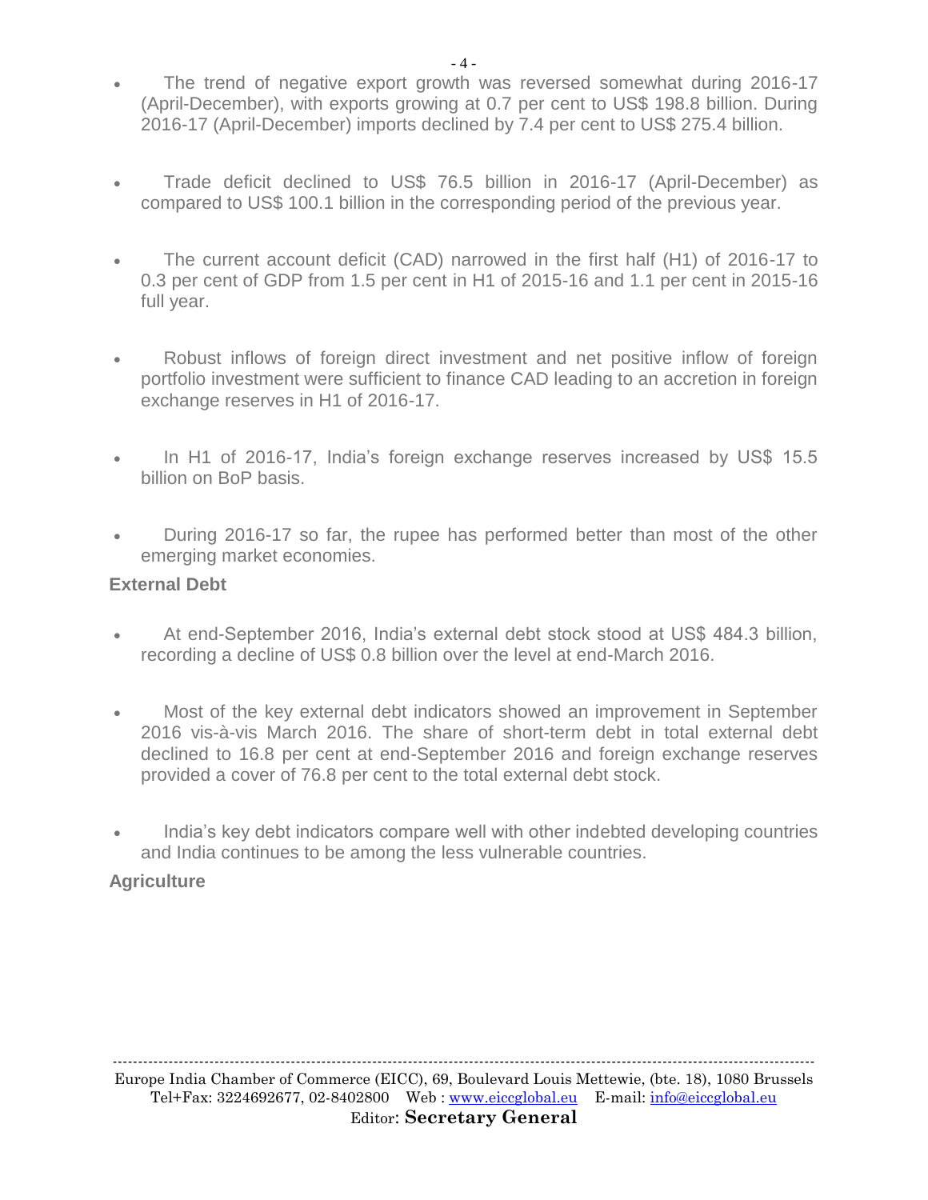- The trend of negative export growth was reversed somewhat during 2016-17 (April-December), with exports growing at 0.7 per cent to US$ 198.8 billion. During 2016-17 (April-December) imports declined by 7.4 per cent to US$ 275.4 billion.

- Trade deficit declined to US$ 76.5 billion in 2016-17 (April-December) as compared to US$ 100.1 billion in the corresponding period of the previous year.

- The current account deficit (CAD) narrowed in the first half (H1) of 2016-17 to 0.3 per cent of GDP from 1.5 per cent in H1 of 2015-16 and 1.1 per cent in 2015-16 full year.

- Robust inflows of foreign direct investment and net positive inflow of foreign portfolio investment were sufficient to finance CAD leading to an accretion in foreign exchange reserves in H1 of 2016-17.

- In H1 of 2016-17, India's foreign exchange reserves increased by US$ 15.5 billion on BoP basis.

- During 2016-17 so far, the rupee has performed better than most of the other emerging market economies.

**External Debt**

- At end-September 2016, India's external debt stock stood at US$ 484.3 billion, recording a decline of US$ 0.8 billion over the level at end-March 2016.

- Most of the key external debt indicators showed an improvement in September 2016 vis-à-vis March 2016. The share of short-term debt in total external debt declined to 16.8 per cent at end-September 2016 and foreign exchange reserves provided a cover of 76.8 per cent to the total external debt stock.

- India's key debt indicators compare well with other indebted developing countries and India continues to be among the less vulnerable countries.

**Agriculture**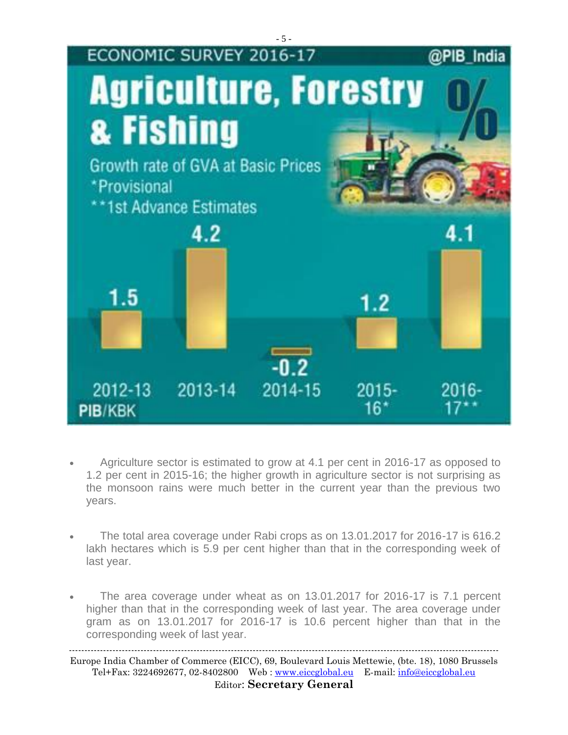ECONOMIC SURVEY 2016-17 @PIB_India

# Agriculture, Forestry & Fishing %

Growth rate of GVA at Basic Prices

*Provisional

**1st Advance Estimates

| Year | Growth (%) |
|---|---|
| 2012-13 | 1.5 |
| 2013-14 | 4.2 |
| 2014-15 | -0.2 |
| 2015-16* | 1.2 |
| 2016-17** | 4.1 |

PIB/KBK

- Agriculture sector is estimated to grow at 4.1 per cent in 2016-17 as opposed to 1.2 per cent in 2015-16; the higher growth in agriculture sector is not surprising as the monsoon rains were much better in the current year than the previous two years.

- The total area coverage under Rabi crops as on 13.01.2017 for 2016-17 is 616.2 lakh hectares which is 5.9 per cent higher than that in the corresponding week of last year.

- The area coverage under wheat as on 13.01.2017 for 2016-17 is 7.1 percent higher than that in the corresponding week of last year. The area coverage under gram as on 13.01.2017 for 2016-17 is 10.6 percent higher than that in the corresponding week of last year.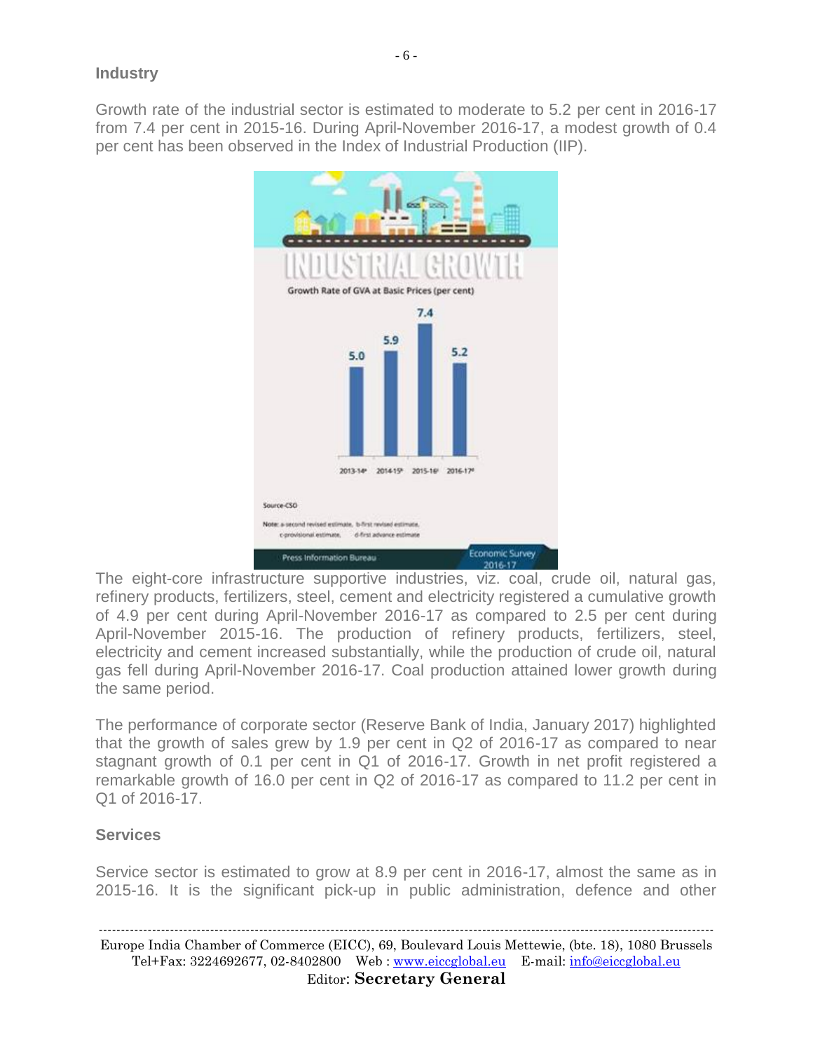## Industry

Growth rate of the industrial sector is estimated to moderate to 5.2 per cent in 2016-17 from 7.4 per cent in 2015-16. During April-November 2016-17, a modest growth of 0.4 per cent has been observed in the Index of Industrial Production (IIP).

The eight-core infrastructure supportive industries, viz. coal, crude oil, natural gas, refinery products, fertilizers, steel, cement and electricity registered a cumulative growth of 4.9 per cent during April-November 2016-17 as compared to 2.5 per cent during April-November 2015-16. The production of refinery products, fertilizers, steel, electricity and cement increased substantially, while the production of crude oil, natural gas fell during April-November 2016-17. Coal production attained lower growth during the same period.

The performance of corporate sector (Reserve Bank of India, January 2017) highlighted that the growth of sales grew by 1.9 per cent in Q2 of 2016-17 as compared to near stagnant growth of 0.1 per cent in Q1 of 2016-17. Growth in net profit registered a remarkable growth of 16.0 per cent in Q2 of 2016-17 as compared to 11.2 per cent in Q1 of 2016-17.

## Services

Service sector is estimated to grow at 8.9 per cent in 2016-17, almost the same as in 2015-16. It is the significant pick-up in public administration, defence and other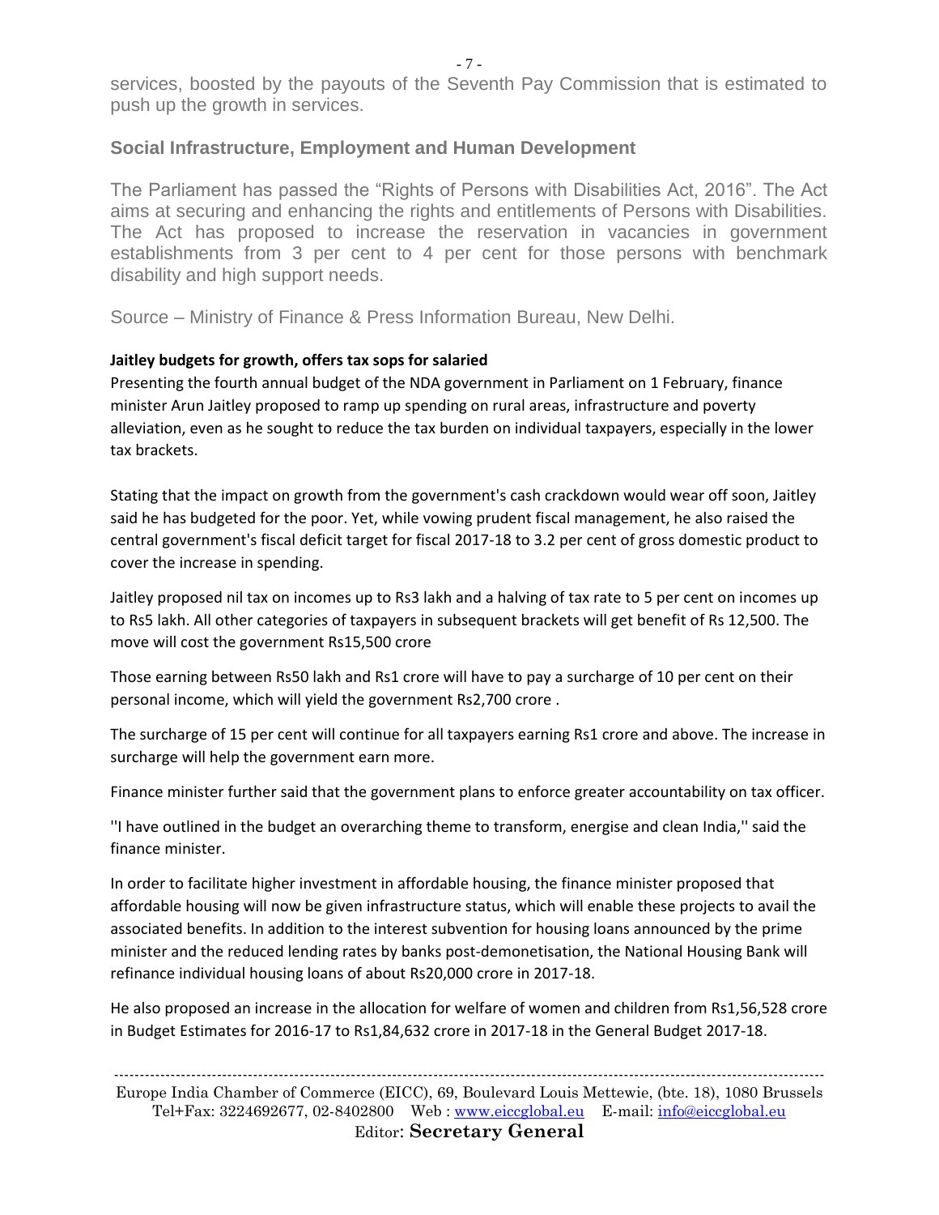services, boosted by the payouts of the Seventh Pay Commission that is estimated to push up the growth in services.

## Social Infrastructure, Employment and Human Development

The Parliament has passed the "Rights of Persons with Disabilities Act, 2016". The Act aims at securing and enhancing the rights and entitlements of Persons with Disabilities. The Act has proposed to increase the reservation in vacancies in government establishments from 3 per cent to 4 per cent for those persons with benchmark disability and high support needs.

Source – Ministry of Finance & Press Information Bureau, New Delhi.

**Jaitley budgets for growth, offers tax sops for salaried**

Presenting the fourth annual budget of the NDA government in Parliament on 1 February, finance minister Arun Jaitley proposed to ramp up spending on rural areas, infrastructure and poverty alleviation, even as he sought to reduce the tax burden on individual taxpayers, especially in the lower tax brackets.

Stating that the impact on growth from the government's cash crackdown would wear off soon, Jaitley said he has budgeted for the poor. Yet, while vowing prudent fiscal management, he also raised the central government's fiscal deficit target for fiscal 2017-18 to 3.2 per cent of gross domestic product to cover the increase in spending.

Jaitley proposed nil tax on incomes up to Rs3 lakh and a halving of tax rate to 5 per cent on incomes up to Rs5 lakh. All other categories of taxpayers in subsequent brackets will get benefit of Rs 12,500. The move will cost the government Rs15,500 crore

Those earning between Rs50 lakh and Rs1 crore will have to pay a surcharge of 10 per cent on their personal income, which will yield the government Rs2,700 crore .

The surcharge of 15 per cent will continue for all taxpayers earning Rs1 crore and above. The increase in surcharge will help the government earn more.

Finance minister further said that the government plans to enforce greater accountability on tax officer.

''I have outlined in the budget an overarching theme to transform, energise and clean India,'' said the finance minister.

In order to facilitate higher investment in affordable housing, the finance minister proposed that affordable housing will now be given infrastructure status, which will enable these projects to avail the associated benefits. In addition to the interest subvention for housing loans announced by the prime minister and the reduced lending rates by banks post-demonetisation, the National Housing Bank will refinance individual housing loans of about Rs20,000 crore in 2017-18.

He also proposed an increase in the allocation for welfare of women and children from Rs1,56,528 crore in Budget Estimates for 2016-17 to Rs1,84,632 crore in 2017-18 in the General Budget 2017-18.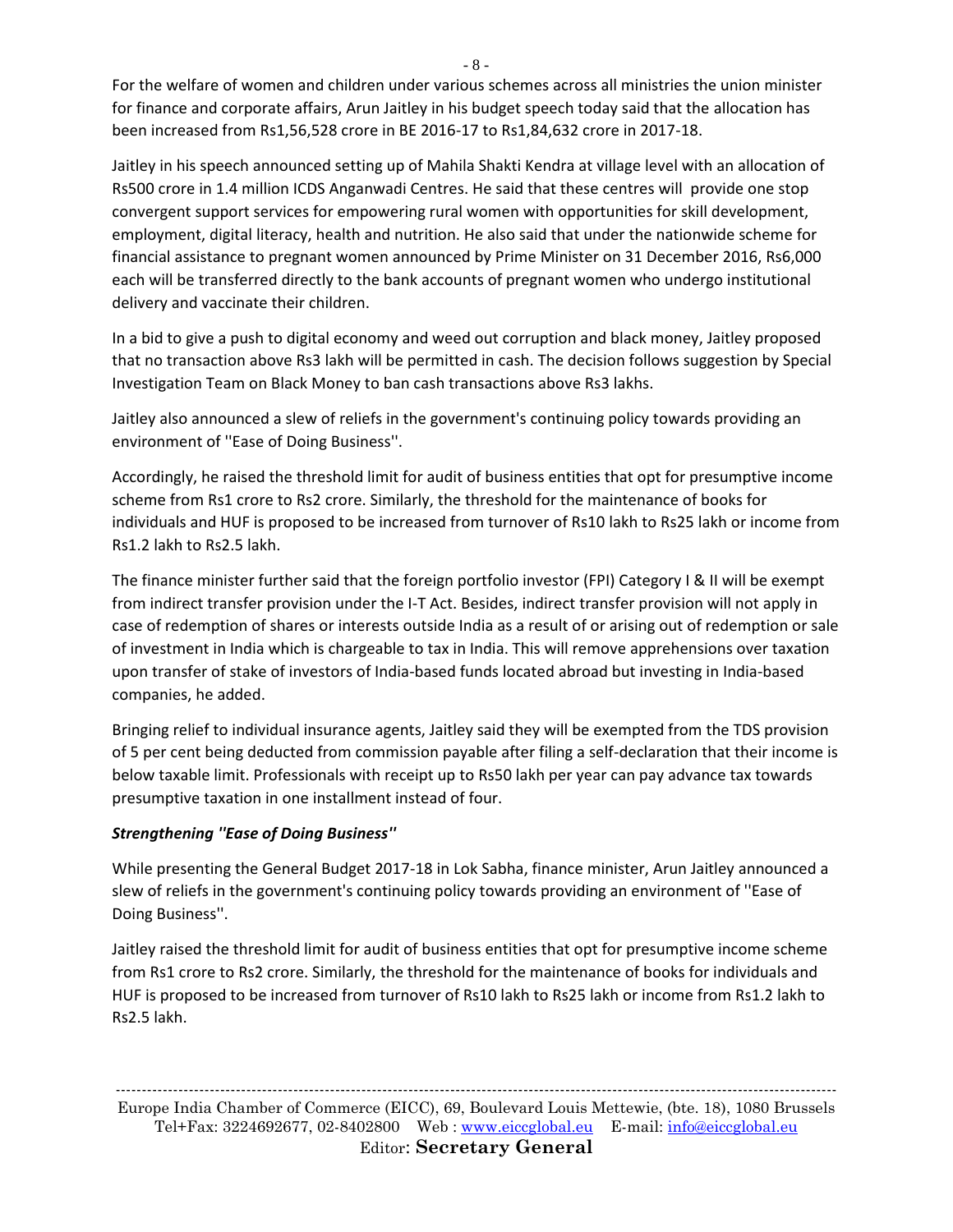For the welfare of women and children under various schemes across all ministries the union minister for finance and corporate affairs, Arun Jaitley in his budget speech today said that the allocation has been increased from Rs1,56,528 crore in BE 2016-17 to Rs1,84,632 crore in 2017-18.

Jaitley in his speech announced setting up of Mahila Shakti Kendra at village level with an allocation of Rs500 crore in 1.4 million ICDS Anganwadi Centres. He said that these centres will provide one stop convergent support services for empowering rural women with opportunities for skill development, employment, digital literacy, health and nutrition. He also said that under the nationwide scheme for financial assistance to pregnant women announced by Prime Minister on 31 December 2016, Rs6,000 each will be transferred directly to the bank accounts of pregnant women who undergo institutional delivery and vaccinate their children.

In a bid to give a push to digital economy and weed out corruption and black money, Jaitley proposed that no transaction above Rs3 lakh will be permitted in cash. The decision follows suggestion by Special Investigation Team on Black Money to ban cash transactions above Rs3 lakhs.

Jaitley also announced a slew of reliefs in the government's continuing policy towards providing an environment of ''Ease of Doing Business''.

Accordingly, he raised the threshold limit for audit of business entities that opt for presumptive income scheme from Rs1 crore to Rs2 crore. Similarly, the threshold for the maintenance of books for individuals and HUF is proposed to be increased from turnover of Rs10 lakh to Rs25 lakh or income from Rs1.2 lakh to Rs2.5 lakh.

The finance minister further said that the foreign portfolio investor (FPI) Category I & II will be exempt from indirect transfer provision under the I-T Act. Besides, indirect transfer provision will not apply in case of redemption of shares or interests outside India as a result of or arising out of redemption or sale of investment in India which is chargeable to tax in India. This will remove apprehensions over taxation upon transfer of stake of investors of India-based funds located abroad but investing in India-based companies, he added.

Bringing relief to individual insurance agents, Jaitley said they will be exempted from the TDS provision of 5 per cent being deducted from commission payable after filing a self-declaration that their income is below taxable limit. Professionals with receipt up to Rs50 lakh per year can pay advance tax towards presumptive taxation in one installment instead of four.

***Strengthening ''Ease of Doing Business''***

While presenting the General Budget 2017-18 in Lok Sabha, finance minister, Arun Jaitley announced a slew of reliefs in the government's continuing policy towards providing an environment of ''Ease of Doing Business''.

Jaitley raised the threshold limit for audit of business entities that opt for presumptive income scheme from Rs1 crore to Rs2 crore. Similarly, the threshold for the maintenance of books for individuals and HUF is proposed to be increased from turnover of Rs10 lakh to Rs25 lakh or income from Rs1.2 lakh to Rs2.5 lakh.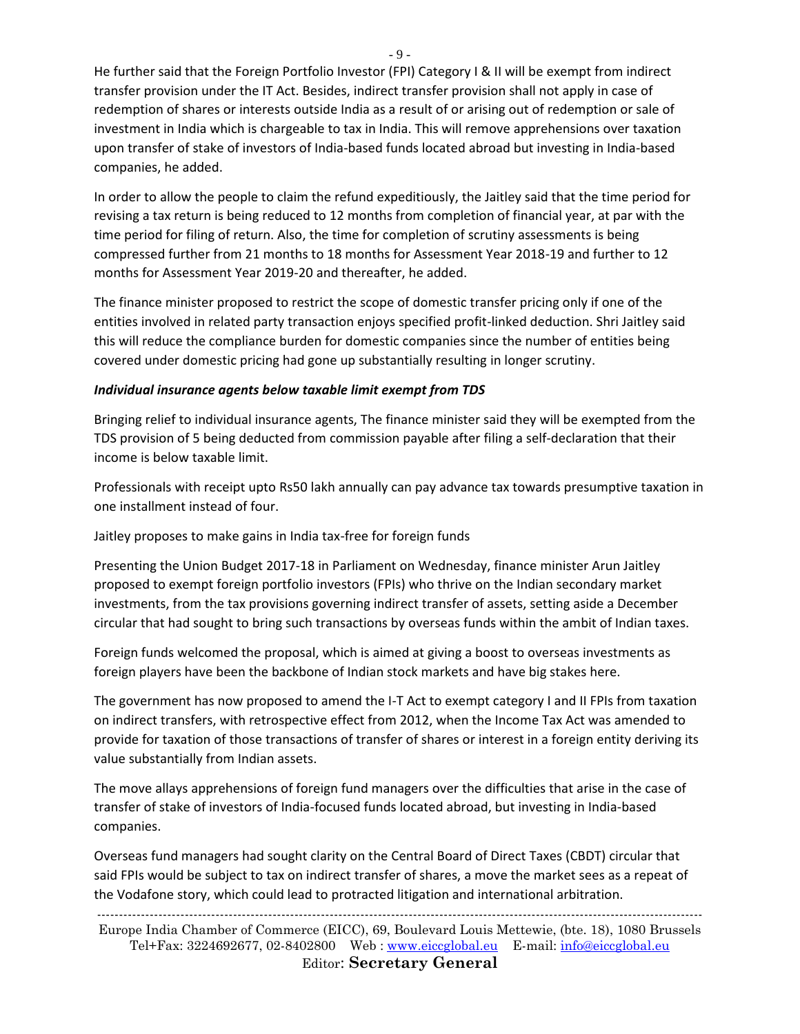He further said that the Foreign Portfolio Investor (FPI) Category I & II will be exempt from indirect transfer provision under the IT Act. Besides, indirect transfer provision shall not apply in case of redemption of shares or interests outside India as a result of or arising out of redemption or sale of investment in India which is chargeable to tax in India. This will remove apprehensions over taxation upon transfer of stake of investors of India-based funds located abroad but investing in India-based companies, he added.

In order to allow the people to claim the refund expeditiously, the Jaitley said that the time period for revising a tax return is being reduced to 12 months from completion of financial year, at par with the time period for filing of return. Also, the time for completion of scrutiny assessments is being compressed further from 21 months to 18 months for Assessment Year 2018-19 and further to 12 months for Assessment Year 2019-20 and thereafter, he added.

The finance minister proposed to restrict the scope of domestic transfer pricing only if one of the entities involved in related party transaction enjoys specified profit-linked deduction. Shri Jaitley said this will reduce the compliance burden for domestic companies since the number of entities being covered under domestic pricing had gone up substantially resulting in longer scrutiny.

***Individual insurance agents below taxable limit exempt from TDS***

Bringing relief to individual insurance agents, The finance minister said they will be exempted from the TDS provision of 5 being deducted from commission payable after filing a self-declaration that their income is below taxable limit.

Professionals with receipt upto Rs50 lakh annually can pay advance tax towards presumptive taxation in one installment instead of four.

Jaitley proposes to make gains in India tax-free for foreign funds

Presenting the Union Budget 2017-18 in Parliament on Wednesday, finance minister Arun Jaitley proposed to exempt foreign portfolio investors (FPIs) who thrive on the Indian secondary market investments, from the tax provisions governing indirect transfer of assets, setting aside a December circular that had sought to bring such transactions by overseas funds within the ambit of Indian taxes.

Foreign funds welcomed the proposal, which is aimed at giving a boost to overseas investments as foreign players have been the backbone of Indian stock markets and have big stakes here.

The government has now proposed to amend the I-T Act to exempt category I and II FPIs from taxation on indirect transfers, with retrospective effect from 2012, when the Income Tax Act was amended to provide for taxation of those transactions of transfer of shares or interest in a foreign entity deriving its value substantially from Indian assets.

The move allays apprehensions of foreign fund managers over the difficulties that arise in the case of transfer of stake of investors of India-focused funds located abroad, but investing in India-based companies.

Overseas fund managers had sought clarity on the Central Board of Direct Taxes (CBDT) circular that said FPIs would be subject to tax on indirect transfer of shares, a move the market sees as a repeat of the Vodafone story, which could lead to protracted litigation and international arbitration.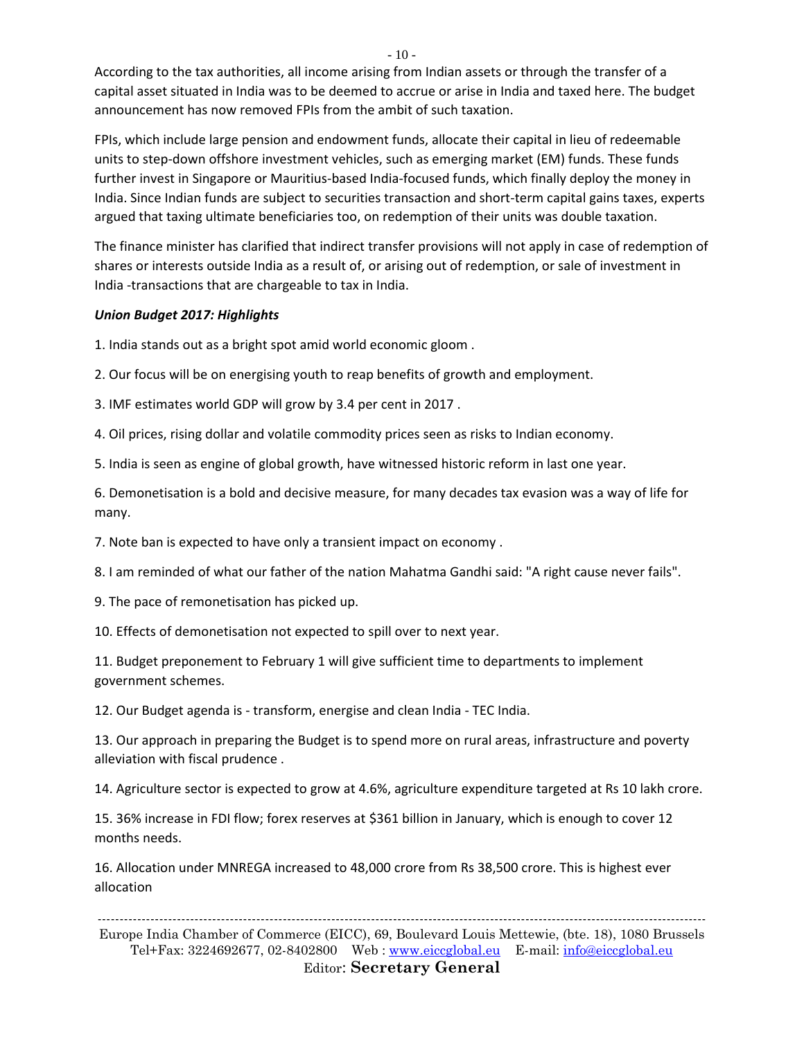According to the tax authorities, all income arising from Indian assets or through the transfer of a capital asset situated in India was to be deemed to accrue or arise in India and taxed here. The budget announcement has now removed FPIs from the ambit of such taxation.

FPIs, which include large pension and endowment funds, allocate their capital in lieu of redeemable units to step-down offshore investment vehicles, such as emerging market (EM) funds. These funds further invest in Singapore or Mauritius-based India-focused funds, which finally deploy the money in India. Since Indian funds are subject to securities transaction and short-term capital gains taxes, experts argued that taxing ultimate beneficiaries too, on redemption of their units was double taxation.

The finance minister has clarified that indirect transfer provisions will not apply in case of redemption of shares or interests outside India as a result of, or arising out of redemption, or sale of investment in India -transactions that are chargeable to tax in India.

***Union Budget 2017: Highlights***

1. India stands out as a bright spot amid world economic gloom .

2. Our focus will be on energising youth to reap benefits of growth and employment.

3. IMF estimates world GDP will grow by 3.4 per cent in 2017 .

4. Oil prices, rising dollar and volatile commodity prices seen as risks to Indian economy.

5. India is seen as engine of global growth, have witnessed historic reform in last one year.

6. Demonetisation is a bold and decisive measure, for many decades tax evasion was a way of life for many.

7. Note ban is expected to have only a transient impact on economy .

8. I am reminded of what our father of the nation Mahatma Gandhi said: "A right cause never fails".

9. The pace of remonetisation has picked up.

10. Effects of demonetisation not expected to spill over to next year.

11. Budget preponement to February 1 will give sufficient time to departments to implement government schemes.

12. Our Budget agenda is - transform, energise and clean India - TEC India.

13. Our approach in preparing the Budget is to spend more on rural areas, infrastructure and poverty alleviation with fiscal prudence .

14. Agriculture sector is expected to grow at 4.6%, agriculture expenditure targeted at Rs 10 lakh crore.

15. 36% increase in FDI flow; forex reserves at $361 billion in January, which is enough to cover 12 months needs.

16. Allocation under MNREGA increased to 48,000 crore from Rs 38,500 crore. This is highest ever allocation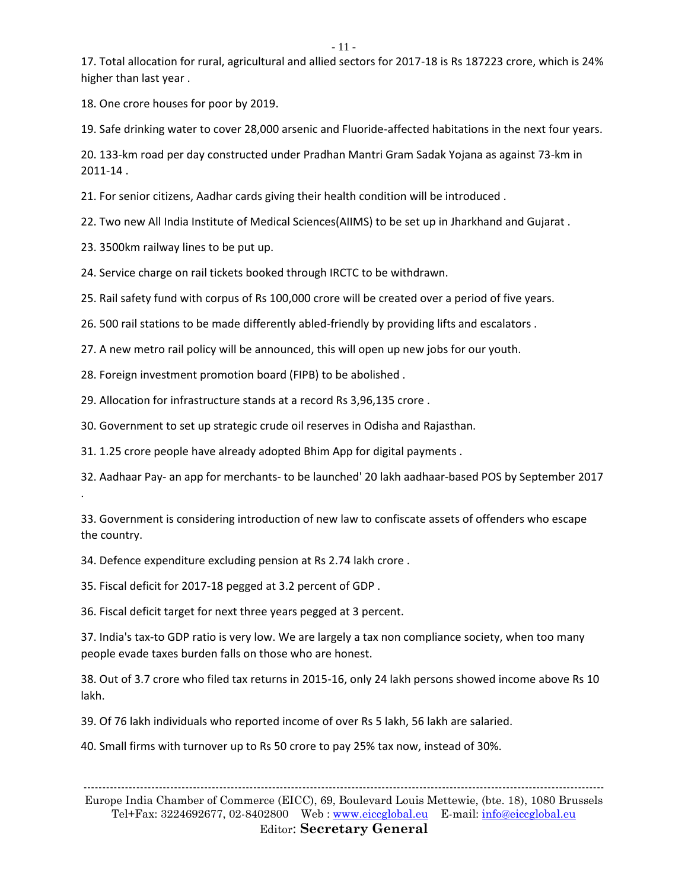17. Total allocation for rural, agricultural and allied sectors for 2017-18 is Rs 187223 crore, which is 24% higher than last year .

18. One crore houses for poor by 2019.

19. Safe drinking water to cover 28,000 arsenic and Fluoride-affected habitations in the next four years.

20. 133-km road per day constructed under Pradhan Mantri Gram Sadak Yojana as against 73-km in 2011-14 .

21. For senior citizens, Aadhar cards giving their health condition will be introduced .

22. Two new All India Institute of Medical Sciences(AIIMS) to be set up in Jharkhand and Gujarat .

23. 3500km railway lines to be put up.

24. Service charge on rail tickets booked through IRCTC to be withdrawn.

25. Rail safety fund with corpus of Rs 100,000 crore will be created over a period of five years.

26. 500 rail stations to be made differently abled-friendly by providing lifts and escalators .

27. A new metro rail policy will be announced, this will open up new jobs for our youth.

28. Foreign investment promotion board (FIPB) to be abolished .

29. Allocation for infrastructure stands at a record Rs 3,96,135 crore .

30. Government to set up strategic crude oil reserves in Odisha and Rajasthan.

31. 1.25 crore people have already adopted Bhim App for digital payments .

32. Aadhaar Pay- an app for merchants- to be launched' 20 lakh aadhaar-based POS by September 2017 .

33. Government is considering introduction of new law to confiscate assets of offenders who escape the country.

34. Defence expenditure excluding pension at Rs 2.74 lakh crore .

35. Fiscal deficit for 2017-18 pegged at 3.2 percent of GDP .

36. Fiscal deficit target for next three years pegged at 3 percent.

37. India's tax-to GDP ratio is very low. We are largely a tax non compliance society, when too many people evade taxes burden falls on those who are honest.

38. Out of 3.7 crore who filed tax returns in 2015-16, only 24 lakh persons showed income above Rs 10 lakh.

39. Of 76 lakh individuals who reported income of over Rs 5 lakh, 56 lakh are salaried.

40. Small firms with turnover up to Rs 50 crore to pay 25% tax now, instead of 30%.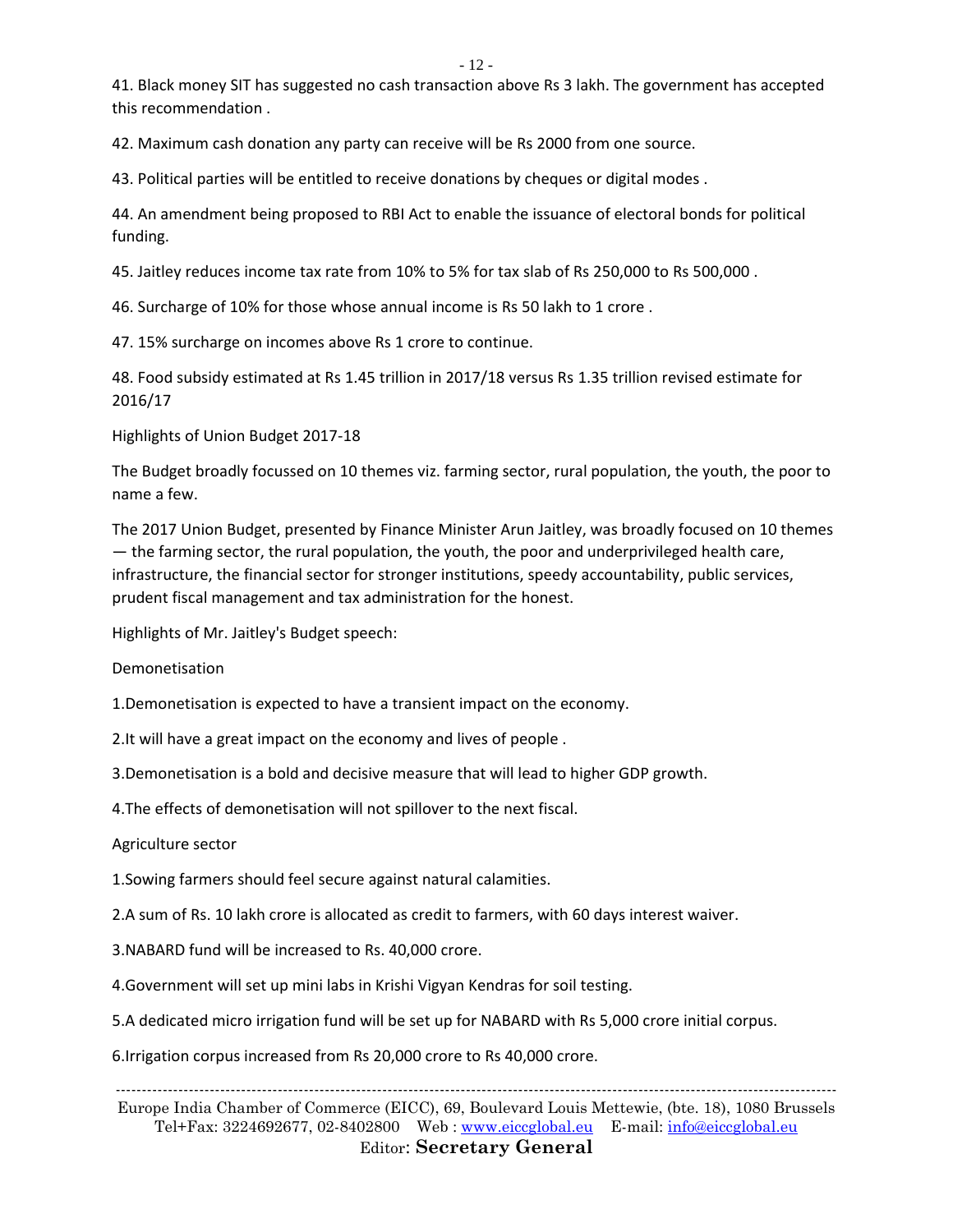41. Black money SIT has suggested no cash transaction above Rs 3 lakh. The government has accepted this recommendation .

42. Maximum cash donation any party can receive will be Rs 2000 from one source.

43. Political parties will be entitled to receive donations by cheques or digital modes .

44. An amendment being proposed to RBI Act to enable the issuance of electoral bonds for political funding.

45. Jaitley reduces income tax rate from 10% to 5% for tax slab of Rs 250,000 to Rs 500,000 .

46. Surcharge of 10% for those whose annual income is Rs 50 lakh to 1 crore .

47. 15% surcharge on incomes above Rs 1 crore to continue.

48. Food subsidy estimated at Rs 1.45 trillion in 2017/18 versus Rs 1.35 trillion revised estimate for 2016/17

Highlights of Union Budget 2017-18

The Budget broadly focussed on 10 themes viz. farming sector, rural population, the youth, the poor to name a few.

The 2017 Union Budget, presented by Finance Minister Arun Jaitley, was broadly focused on 10 themes — the farming sector, the rural population, the youth, the poor and underprivileged health care, infrastructure, the financial sector for stronger institutions, speedy accountability, public services, prudent fiscal management and tax administration for the honest.

Highlights of Mr. Jaitley's Budget speech:

Demonetisation

1.Demonetisation is expected to have a transient impact on the economy.

2.It will have a great impact on the economy and lives of people .

3.Demonetisation is a bold and decisive measure that will lead to higher GDP growth.

4.The effects of demonetisation will not spillover to the next fiscal.

Agriculture sector

1.Sowing farmers should feel secure against natural calamities.

2.A sum of Rs. 10 lakh crore is allocated as credit to farmers, with 60 days interest waiver.

3.NABARD fund will be increased to Rs. 40,000 crore.

4.Government will set up mini labs in Krishi Vigyan Kendras for soil testing.

5.A dedicated micro irrigation fund will be set up for NABARD with Rs 5,000 crore initial corpus.

6.Irrigation corpus increased from Rs 20,000 crore to Rs 40,000 crore.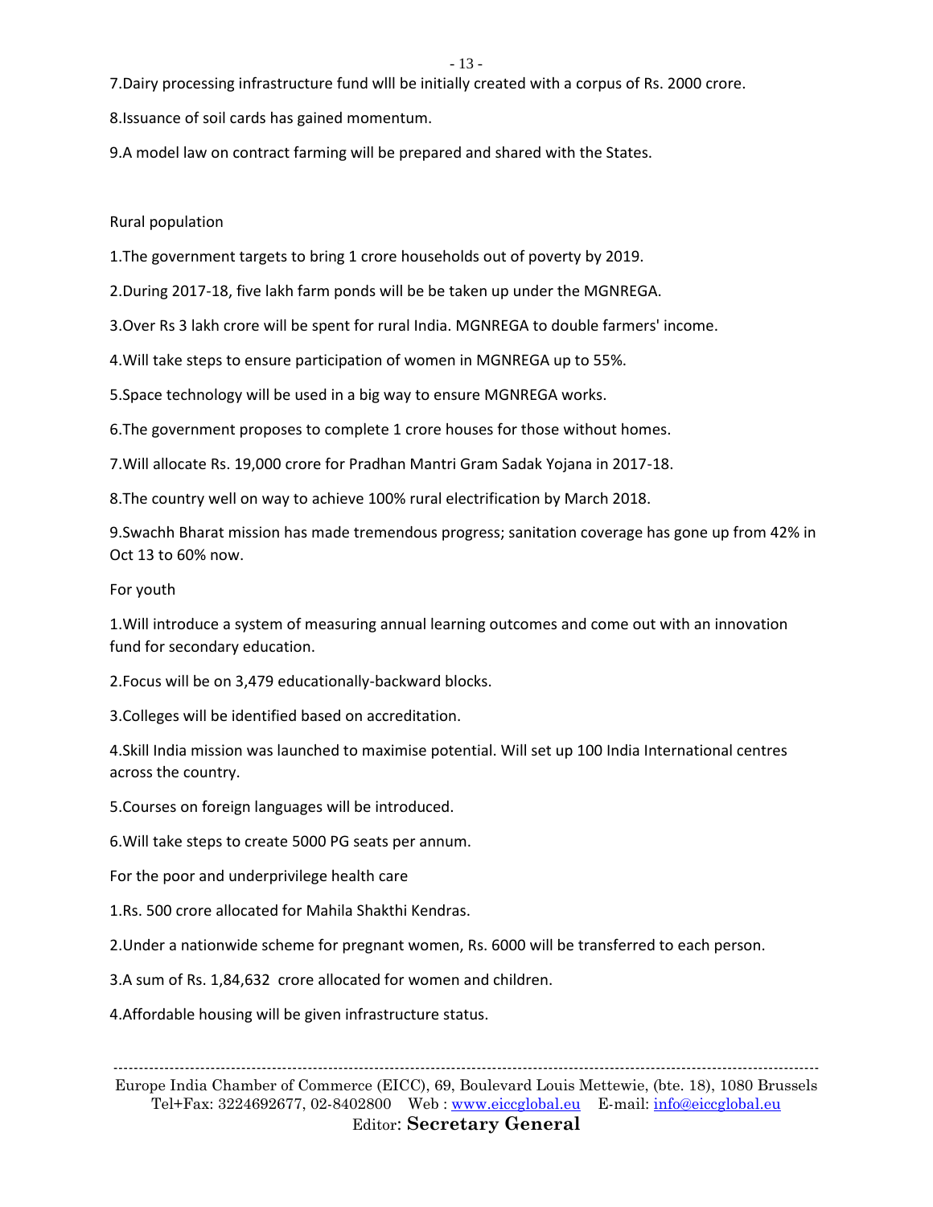7.Dairy processing infrastructure fund wlll be initially created with a corpus of Rs. 2000 crore.

8.Issuance of soil cards has gained momentum.

9.A model law on contract farming will be prepared and shared with the States.

Rural population

1.The government targets to bring 1 crore households out of poverty by 2019.

2.During 2017-18, five lakh farm ponds will be be taken up under the MGNREGA.

3.Over Rs 3 lakh crore will be spent for rural India. MGNREGA to double farmers' income.

4.Will take steps to ensure participation of women in MGNREGA up to 55%.

5.Space technology will be used in a big way to ensure MGNREGA works.

6.The government proposes to complete 1 crore houses for those without homes.

7.Will allocate Rs. 19,000 crore for Pradhan Mantri Gram Sadak Yojana in 2017-18.

8.The country well on way to achieve 100% rural electrification by March 2018.

9.Swachh Bharat mission has made tremendous progress; sanitation coverage has gone up from 42% in Oct 13 to 60% now.

For youth

1.Will introduce a system of measuring annual learning outcomes and come out with an innovation fund for secondary education.

2.Focus will be on 3,479 educationally-backward blocks.

3.Colleges will be identified based on accreditation.

4.Skill India mission was launched to maximise potential. Will set up 100 India International centres across the country.

5.Courses on foreign languages will be introduced.

6.Will take steps to create 5000 PG seats per annum.

For the poor and underprivilege health care

1.Rs. 500 crore allocated for Mahila Shakthi Kendras.

2.Under a nationwide scheme for pregnant women, Rs. 6000 will be transferred to each person.

3.A sum of Rs. 1,84,632 crore allocated for women and children.

4.Affordable housing will be given infrastructure status.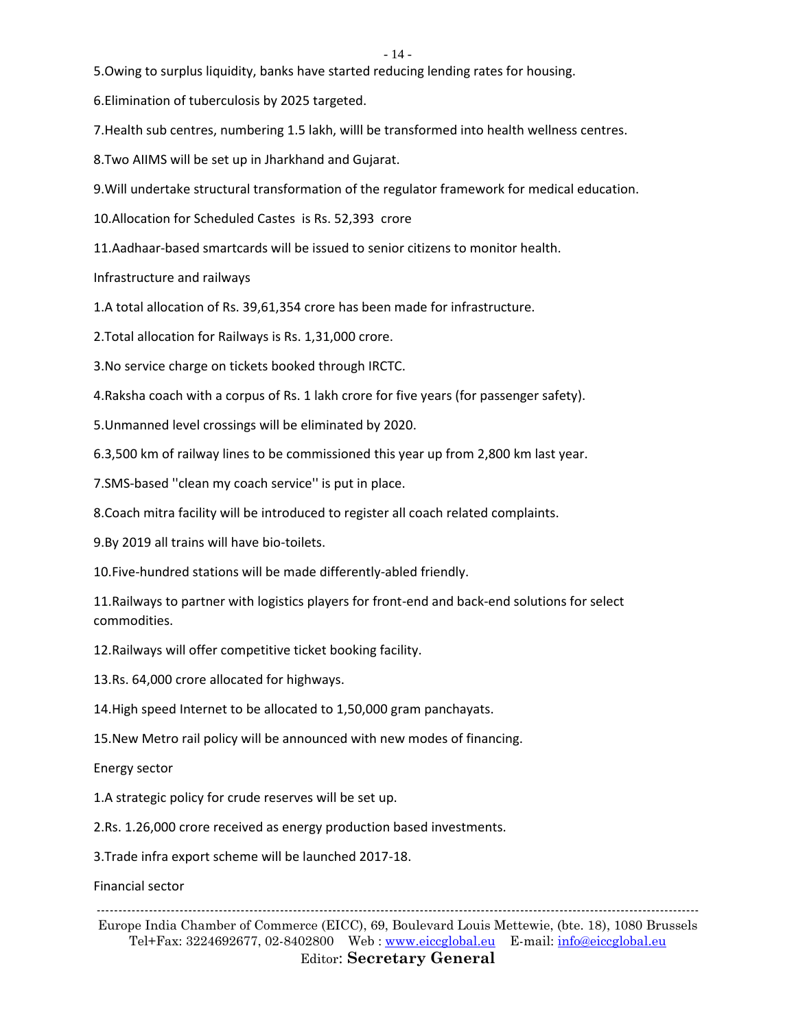5.Owing to surplus liquidity, banks have started reducing lending rates for housing.

6.Elimination of tuberculosis by 2025 targeted.

7.Health sub centres, numbering 1.5 lakh, willl be transformed into health wellness centres.

8.Two AIIMS will be set up in Jharkhand and Gujarat.

9.Will undertake structural transformation of the regulator framework for medical education.

10.Allocation for Scheduled Castes is Rs. 52,393 crore

11.Aadhaar-based smartcards will be issued to senior citizens to monitor health.

Infrastructure and railways

1.A total allocation of Rs. 39,61,354 crore has been made for infrastructure.

2.Total allocation for Railways is Rs. 1,31,000 crore.

3.No service charge on tickets booked through IRCTC.

4.Raksha coach with a corpus of Rs. 1 lakh crore for five years (for passenger safety).

5.Unmanned level crossings will be eliminated by 2020.

6.3,500 km of railway lines to be commissioned this year up from 2,800 km last year.

7.SMS-based ''clean my coach service'' is put in place.

8.Coach mitra facility will be introduced to register all coach related complaints.

9.By 2019 all trains will have bio-toilets.

10.Five-hundred stations will be made differently-abled friendly.

11.Railways to partner with logistics players for front-end and back-end solutions for select commodities.

12.Railways will offer competitive ticket booking facility.

13.Rs. 64,000 crore allocated for highways.

14.High speed Internet to be allocated to 1,50,000 gram panchayats.

15.New Metro rail policy will be announced with new modes of financing.

Energy sector

1.A strategic policy for crude reserves will be set up.

2.Rs. 1.26,000 crore received as energy production based investments.

3.Trade infra export scheme will be launched 2017-18.

Financial sector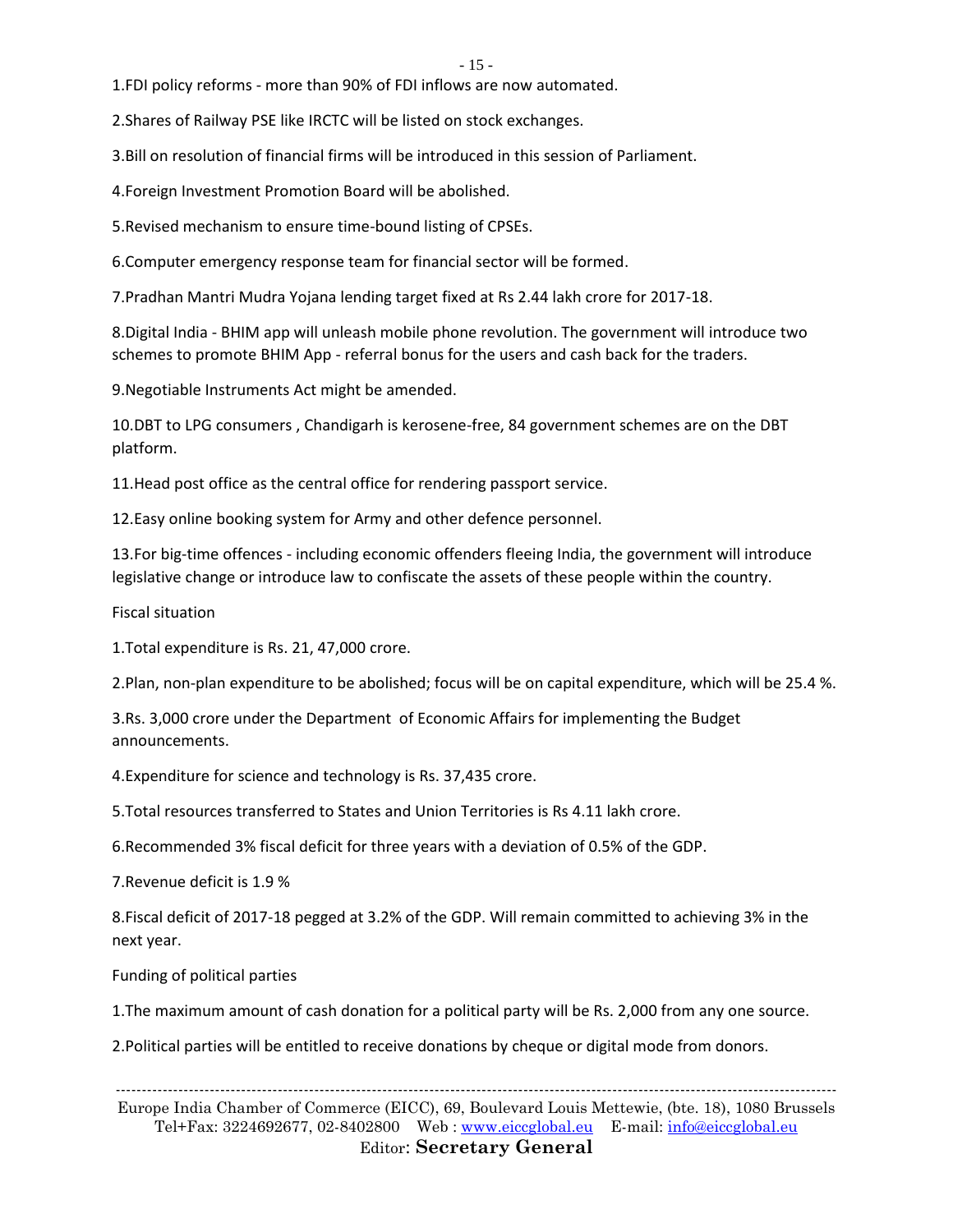1.FDI policy reforms - more than 90% of FDI inflows are now automated.

2.Shares of Railway PSE like IRCTC will be listed on stock exchanges.

3.Bill on resolution of financial firms will be introduced in this session of Parliament.

4.Foreign Investment Promotion Board will be abolished.

5.Revised mechanism to ensure time-bound listing of CPSEs.

6.Computer emergency response team for financial sector will be formed.

7.Pradhan Mantri Mudra Yojana lending target fixed at Rs 2.44 lakh crore for 2017-18.

8.Digital India - BHIM app will unleash mobile phone revolution. The government will introduce two schemes to promote BHIM App - referral bonus for the users and cash back for the traders.

9.Negotiable Instruments Act might be amended.

10.DBT to LPG consumers , Chandigarh is kerosene-free, 84 government schemes are on the DBT platform.

11.Head post office as the central office for rendering passport service.

12.Easy online booking system for Army and other defence personnel.

13.For big-time offences - including economic offenders fleeing India, the government will introduce legislative change or introduce law to confiscate the assets of these people within the country.

Fiscal situation

1.Total expenditure is Rs. 21, 47,000 crore.

2.Plan, non-plan expenditure to be abolished; focus will be on capital expenditure, which will be 25.4 %.

3.Rs. 3,000 crore under the Department of Economic Affairs for implementing the Budget announcements.

4.Expenditure for science and technology is Rs. 37,435 crore.

5.Total resources transferred to States and Union Territories is Rs 4.11 lakh crore.

6.Recommended 3% fiscal deficit for three years with a deviation of 0.5% of the GDP.

7.Revenue deficit is 1.9 %

8.Fiscal deficit of 2017-18 pegged at 3.2% of the GDP. Will remain committed to achieving 3% in the next year.

Funding of political parties

1.The maximum amount of cash donation for a political party will be Rs. 2,000 from any one source.

2.Political parties will be entitled to receive donations by cheque or digital mode from donors.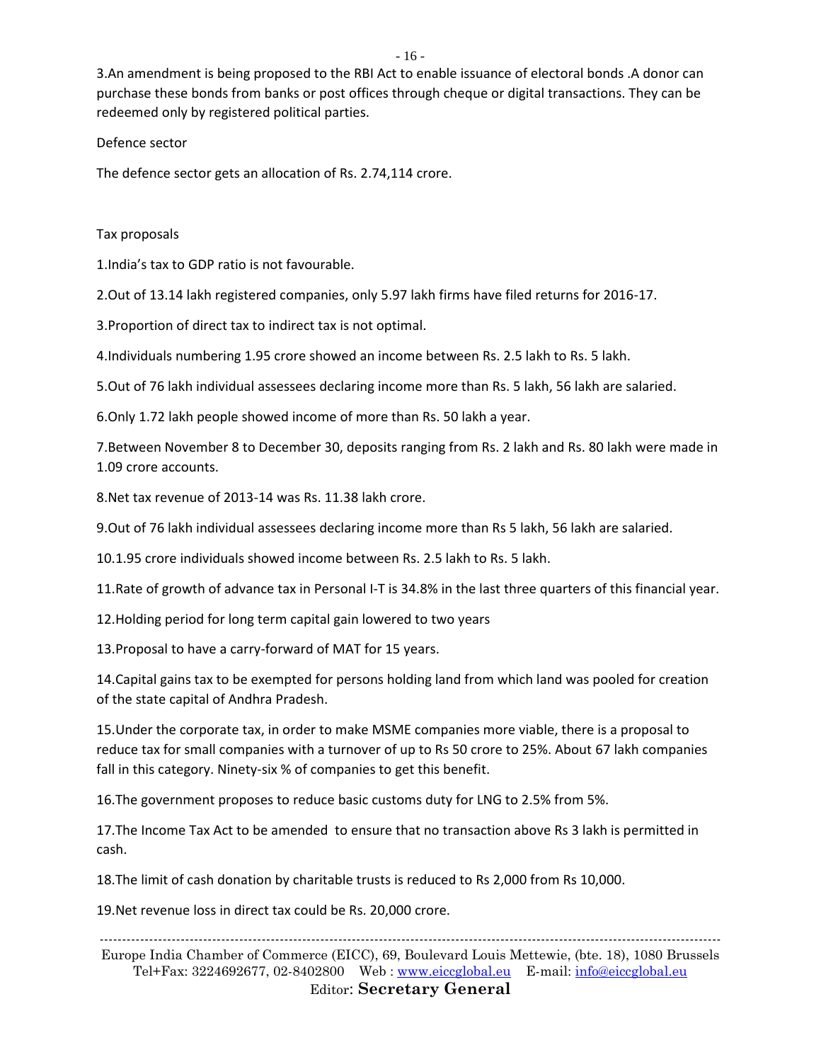3.An amendment is being proposed to the RBI Act to enable issuance of electoral bonds .A donor can purchase these bonds from banks or post offices through cheque or digital transactions. They can be redeemed only by registered political parties.

Defence sector

The defence sector gets an allocation of Rs. 2.74,114 crore.

Tax proposals

1.India's tax to GDP ratio is not favourable.

2.Out of 13.14 lakh registered companies, only 5.97 lakh firms have filed returns for 2016-17.

3.Proportion of direct tax to indirect tax is not optimal.

4.Individuals numbering 1.95 crore showed an income between Rs. 2.5 lakh to Rs. 5 lakh.

5.Out of 76 lakh individual assessees declaring income more than Rs. 5 lakh, 56 lakh are salaried.

6.Only 1.72 lakh people showed income of more than Rs. 50 lakh a year.

7.Between November 8 to December 30, deposits ranging from Rs. 2 lakh and Rs. 80 lakh were made in 1.09 crore accounts.

8.Net tax revenue of 2013-14 was Rs. 11.38 lakh crore.

9.Out of 76 lakh individual assessees declaring income more than Rs 5 lakh, 56 lakh are salaried.

10.1.95 crore individuals showed income between Rs. 2.5 lakh to Rs. 5 lakh.

11.Rate of growth of advance tax in Personal I-T is 34.8% in the last three quarters of this financial year.

12.Holding period for long term capital gain lowered to two years

13.Proposal to have a carry-forward of MAT for 15 years.

14.Capital gains tax to be exempted for persons holding land from which land was pooled for creation of the state capital of Andhra Pradesh.

15.Under the corporate tax, in order to make MSME companies more viable, there is a proposal to reduce tax for small companies with a turnover of up to Rs 50 crore to 25%. About 67 lakh companies fall in this category. Ninety-six % of companies to get this benefit.

16.The government proposes to reduce basic customs duty for LNG to 2.5% from 5%.

17.The Income Tax Act to be amended to ensure that no transaction above Rs 3 lakh is permitted in cash.

18.The limit of cash donation by charitable trusts is reduced to Rs 2,000 from Rs 10,000.

19.Net revenue loss in direct tax could be Rs. 20,000 crore.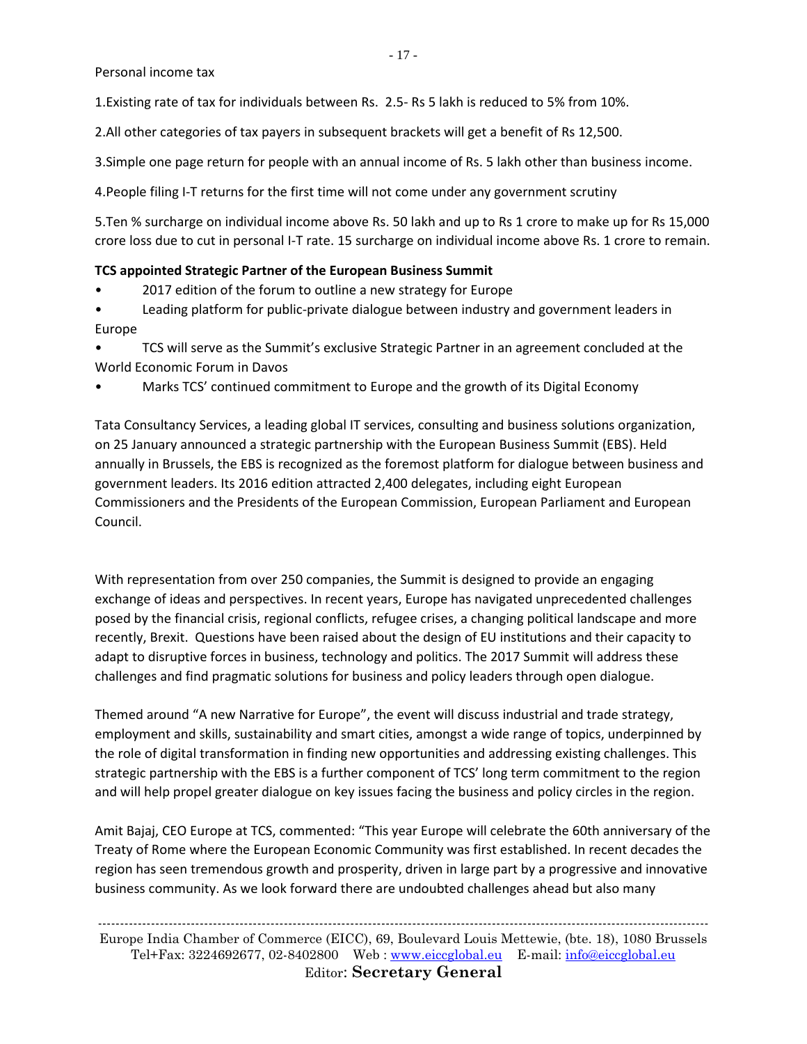Personal income tax

1.Existing rate of tax for individuals between Rs. 2.5- Rs 5 lakh is reduced to 5% from 10%.

2.All other categories of tax payers in subsequent brackets will get a benefit of Rs 12,500.

3.Simple one page return for people with an annual income of Rs. 5 lakh other than business income.

4.People filing I-T returns for the first time will not come under any government scrutiny

5.Ten % surcharge on individual income above Rs. 50 lakh and up to Rs 1 crore to make up for Rs 15,000 crore loss due to cut in personal I-T rate. 15 surcharge on individual income above Rs. 1 crore to remain.

**TCS appointed Strategic Partner of the European Business Summit**

- 2017 edition of the forum to outline a new strategy for Europe
- Leading platform for public-private dialogue between industry and government leaders in Europe
- TCS will serve as the Summit's exclusive Strategic Partner in an agreement concluded at the World Economic Forum in Davos
- Marks TCS' continued commitment to Europe and the growth of its Digital Economy

Tata Consultancy Services, a leading global IT services, consulting and business solutions organization, on 25 January announced a strategic partnership with the European Business Summit (EBS). Held annually in Brussels, the EBS is recognized as the foremost platform for dialogue between business and government leaders. Its 2016 edition attracted 2,400 delegates, including eight European Commissioners and the Presidents of the European Commission, European Parliament and European Council.

With representation from over 250 companies, the Summit is designed to provide an engaging exchange of ideas and perspectives. In recent years, Europe has navigated unprecedented challenges posed by the financial crisis, regional conflicts, refugee crises, a changing political landscape and more recently, Brexit. Questions have been raised about the design of EU institutions and their capacity to adapt to disruptive forces in business, technology and politics. The 2017 Summit will address these challenges and find pragmatic solutions for business and policy leaders through open dialogue.

Themed around "A new Narrative for Europe", the event will discuss industrial and trade strategy, employment and skills, sustainability and smart cities, amongst a wide range of topics, underpinned by the role of digital transformation in finding new opportunities and addressing existing challenges. This strategic partnership with the EBS is a further component of TCS' long term commitment to the region and will help propel greater dialogue on key issues facing the business and policy circles in the region.

Amit Bajaj, CEO Europe at TCS, commented: "This year Europe will celebrate the 60th anniversary of the Treaty of Rome where the European Economic Community was first established. In recent decades the region has seen tremendous growth and prosperity, driven in large part by a progressive and innovative business community. As we look forward there are undoubted challenges ahead but also many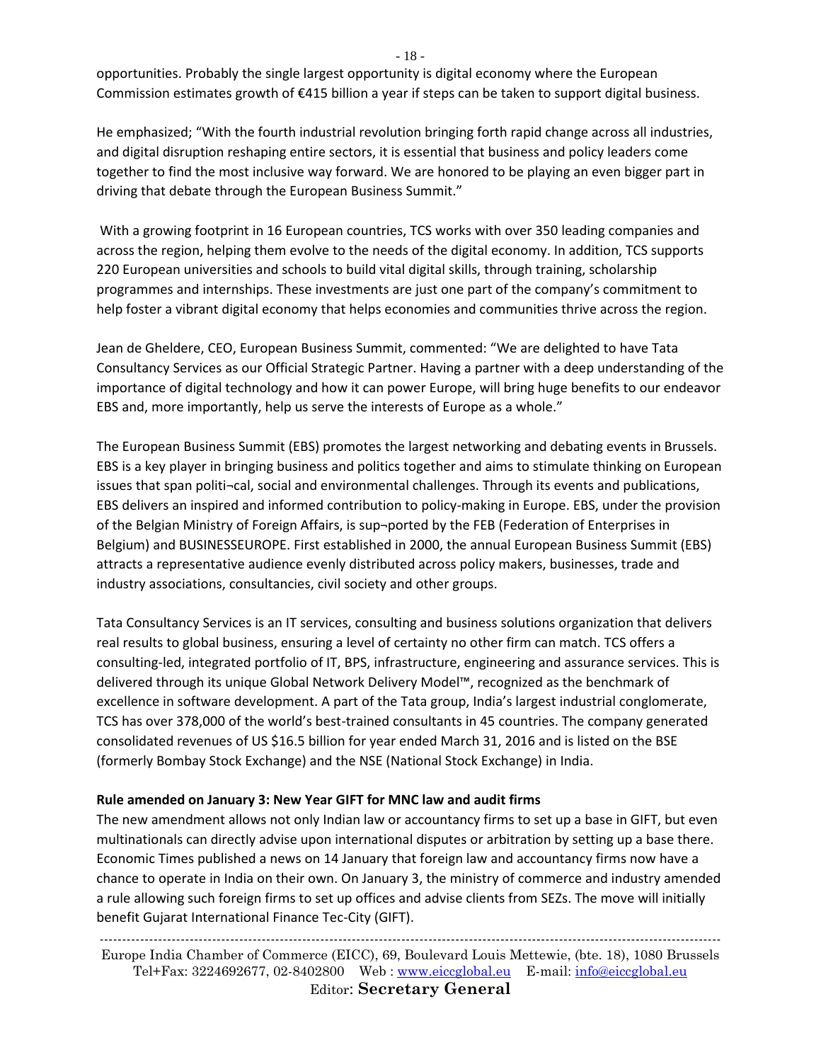opportunities. Probably the single largest opportunity is digital economy where the European Commission estimates growth of €415 billion a year if steps can be taken to support digital business.

He emphasized; "With the fourth industrial revolution bringing forth rapid change across all industries, and digital disruption reshaping entire sectors, it is essential that business and policy leaders come together to find the most inclusive way forward. We are honored to be playing an even bigger part in driving that debate through the European Business Summit."

With a growing footprint in 16 European countries, TCS works with over 350 leading companies and across the region, helping them evolve to the needs of the digital economy. In addition, TCS supports 220 European universities and schools to build vital digital skills, through training, scholarship programmes and internships. These investments are just one part of the company's commitment to help foster a vibrant digital economy that helps economies and communities thrive across the region.

Jean de Gheldere, CEO, European Business Summit, commented: "We are delighted to have Tata Consultancy Services as our Official Strategic Partner. Having a partner with a deep understanding of the importance of digital technology and how it can power Europe, will bring huge benefits to our endeavor EBS and, more importantly, help us serve the interests of Europe as a whole."

The European Business Summit (EBS) promotes the largest networking and debating events in Brussels. EBS is a key player in bringing business and politics together and aims to stimulate thinking on European issues that span politi¬cal, social and environmental challenges. Through its events and publications, EBS delivers an inspired and informed contribution to policy-making in Europe. EBS, under the provision of the Belgian Ministry of Foreign Affairs, is sup¬ported by the FEB (Federation of Enterprises in Belgium) and BUSINESSEUROPE. First established in 2000, the annual European Business Summit (EBS) attracts a representative audience evenly distributed across policy makers, businesses, trade and industry associations, consultancies, civil society and other groups.

Tata Consultancy Services is an IT services, consulting and business solutions organization that delivers real results to global business, ensuring a level of certainty no other firm can match. TCS offers a consulting-led, integrated portfolio of IT, BPS, infrastructure, engineering and assurance services. This is delivered through its unique Global Network Delivery Model™, recognized as the benchmark of excellence in software development. A part of the Tata group, India's largest industrial conglomerate, TCS has over 378,000 of the world's best-trained consultants in 45 countries. The company generated consolidated revenues of US $16.5 billion for year ended March 31, 2016 and is listed on the BSE (formerly Bombay Stock Exchange) and the NSE (National Stock Exchange) in India.

**Rule amended on January 3: New Year GIFT for MNC law and audit firms**

The new amendment allows not only Indian law or accountancy firms to set up a base in GIFT, but even multinationals can directly advise upon international disputes or arbitration by setting up a base there. Economic Times published a news on 14 January that foreign law and accountancy firms now have a chance to operate in India on their own. On January 3, the ministry of commerce and industry amended a rule allowing such foreign firms to set up offices and advise clients from SEZs. The move will initially benefit Gujarat International Finance Tec-City (GIFT).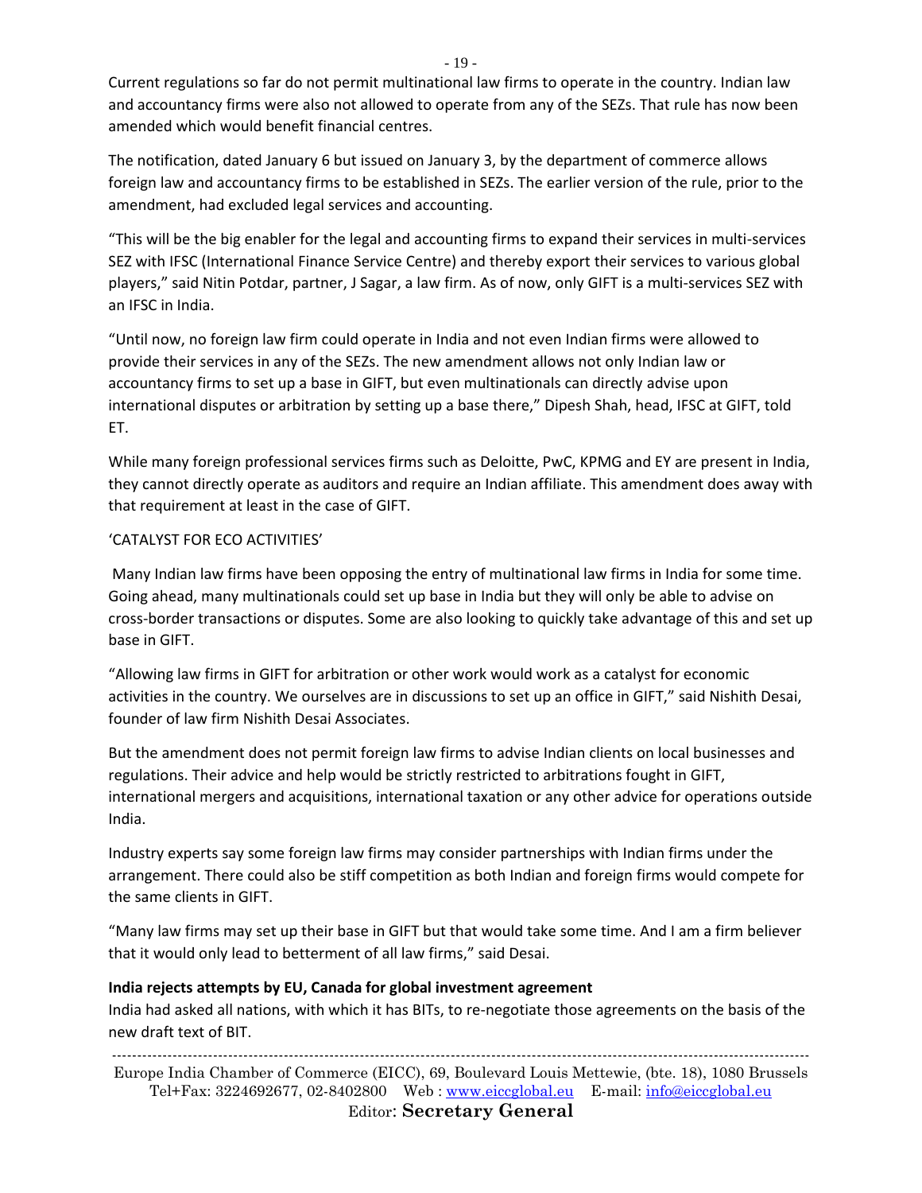Current regulations so far do not permit multinational law firms to operate in the country. Indian law and accountancy firms were also not allowed to operate from any of the SEZs. That rule has now been amended which would benefit financial centres.

The notification, dated January 6 but issued on January 3, by the department of commerce allows foreign law and accountancy firms to be established in SEZs. The earlier version of the rule, prior to the amendment, had excluded legal services and accounting.

"This will be the big enabler for the legal and accounting firms to expand their services in multi-services SEZ with IFSC (International Finance Service Centre) and thereby export their services to various global players," said Nitin Potdar, partner, J Sagar, a law firm. As of now, only GIFT is a multi-services SEZ with an IFSC in India.

"Until now, no foreign law firm could operate in India and not even Indian firms were allowed to provide their services in any of the SEZs. The new amendment allows not only Indian law or accountancy firms to set up a base in GIFT, but even multinationals can directly advise upon international disputes or arbitration by setting up a base there," Dipesh Shah, head, IFSC at GIFT, told ET.

While many foreign professional services firms such as Deloitte, PwC, KPMG and EY are present in India, they cannot directly operate as auditors and require an Indian affiliate. This amendment does away with that requirement at least in the case of GIFT.

'CATALYST FOR ECO ACTIVITIES'

Many Indian law firms have been opposing the entry of multinational law firms in India for some time. Going ahead, many multinationals could set up base in India but they will only be able to advise on cross-border transactions or disputes. Some are also looking to quickly take advantage of this and set up base in GIFT.

"Allowing law firms in GIFT for arbitration or other work would work as a catalyst for economic activities in the country. We ourselves are in discussions to set up an office in GIFT," said Nishith Desai, founder of law firm Nishith Desai Associates.

But the amendment does not permit foreign law firms to advise Indian clients on local businesses and regulations. Their advice and help would be strictly restricted to arbitrations fought in GIFT, international mergers and acquisitions, international taxation or any other advice for operations outside India.

Industry experts say some foreign law firms may consider partnerships with Indian firms under the arrangement. There could also be stiff competition as both Indian and foreign firms would compete for the same clients in GIFT.

"Many law firms may set up their base in GIFT but that would take some time. And I am a firm believer that it would only lead to betterment of all law firms," said Desai.

**India rejects attempts by EU, Canada for global investment agreement**

India had asked all nations, with which it has BITs, to re-negotiate those agreements on the basis of the new draft text of BIT.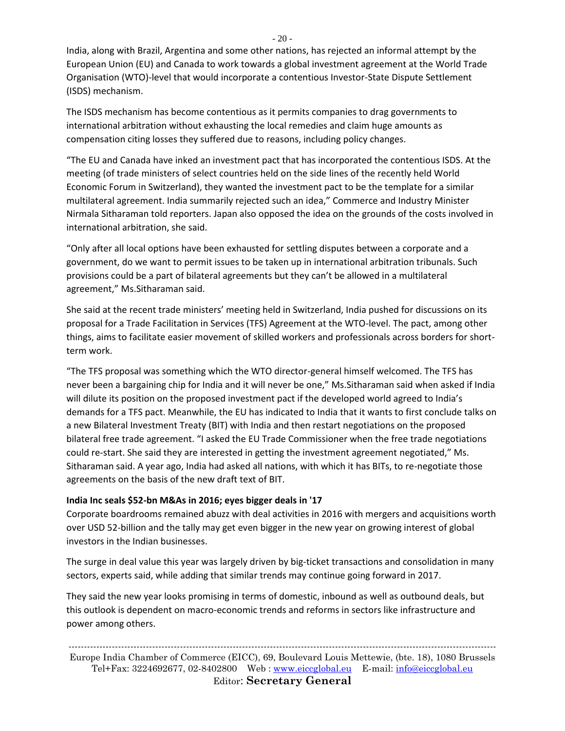India, along with Brazil, Argentina and some other nations, has rejected an informal attempt by the European Union (EU) and Canada to work towards a global investment agreement at the World Trade Organisation (WTO)-level that would incorporate a contentious Investor-State Dispute Settlement (ISDS) mechanism.

The ISDS mechanism has become contentious as it permits companies to drag governments to international arbitration without exhausting the local remedies and claim huge amounts as compensation citing losses they suffered due to reasons, including policy changes.

"The EU and Canada have inked an investment pact that has incorporated the contentious ISDS. At the meeting (of trade ministers of select countries held on the side lines of the recently held World Economic Forum in Switzerland), they wanted the investment pact to be the template for a similar multilateral agreement. India summarily rejected such an idea," Commerce and Industry Minister Nirmala Sitharaman told reporters. Japan also opposed the idea on the grounds of the costs involved in international arbitration, she said.

"Only after all local options have been exhausted for settling disputes between a corporate and a government, do we want to permit issues to be taken up in international arbitration tribunals. Such provisions could be a part of bilateral agreements but they can't be allowed in a multilateral agreement," Ms.Sitharaman said.

She said at the recent trade ministers' meeting held in Switzerland, India pushed for discussions on its proposal for a Trade Facilitation in Services (TFS) Agreement at the WTO-level. The pact, among other things, aims to facilitate easier movement of skilled workers and professionals across borders for short-term work.

"The TFS proposal was something which the WTO director-general himself welcomed. The TFS has never been a bargaining chip for India and it will never be one," Ms.Sitharaman said when asked if India will dilute its position on the proposed investment pact if the developed world agreed to India's demands for a TFS pact. Meanwhile, the EU has indicated to India that it wants to first conclude talks on a new Bilateral Investment Treaty (BIT) with India and then restart negotiations on the proposed bilateral free trade agreement. "I asked the EU Trade Commissioner when the free trade negotiations could re-start. She said they are interested in getting the investment agreement negotiated," Ms. Sitharaman said. A year ago, India had asked all nations, with which it has BITs, to re-negotiate those agreements on the basis of the new draft text of BIT.

**India Inc seals $52-bn M&As in 2016; eyes bigger deals in '17**

Corporate boardrooms remained abuzz with deal activities in 2016 with mergers and acquisitions worth over USD 52-billion and the tally may get even bigger in the new year on growing interest of global investors in the Indian businesses.

The surge in deal value this year was largely driven by big-ticket transactions and consolidation in many sectors, experts said, while adding that similar trends may continue going forward in 2017.

They said the new year looks promising in terms of domestic, inbound as well as outbound deals, but this outlook is dependent on macro-economic trends and reforms in sectors like infrastructure and power among others.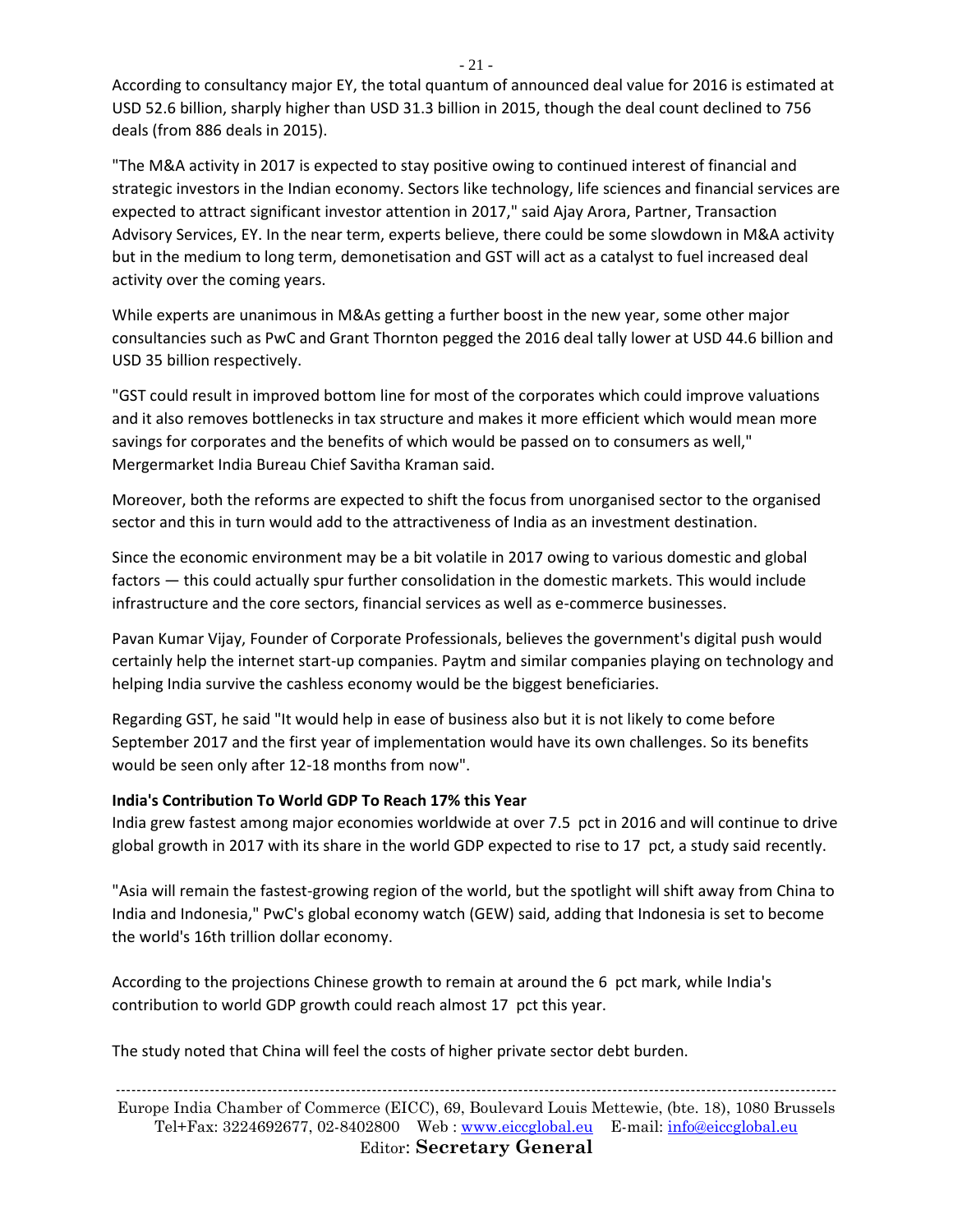According to consultancy major EY, the total quantum of announced deal value for 2016 is estimated at USD 52.6 billion, sharply higher than USD 31.3 billion in 2015, though the deal count declined to 756 deals (from 886 deals in 2015).

"The M&A activity in 2017 is expected to stay positive owing to continued interest of financial and strategic investors in the Indian economy. Sectors like technology, life sciences and financial services are expected to attract significant investor attention in 2017," said Ajay Arora, Partner, Transaction Advisory Services, EY. In the near term, experts believe, there could be some slowdown in M&A activity but in the medium to long term, demonetisation and GST will act as a catalyst to fuel increased deal activity over the coming years.

While experts are unanimous in M&As getting a further boost in the new year, some other major consultancies such as PwC and Grant Thornton pegged the 2016 deal tally lower at USD 44.6 billion and USD 35 billion respectively.

"GST could result in improved bottom line for most of the corporates which could improve valuations and it also removes bottlenecks in tax structure and makes it more efficient which would mean more savings for corporates and the benefits of which would be passed on to consumers as well," Mergermarket India Bureau Chief Savitha Kraman said.

Moreover, both the reforms are expected to shift the focus from unorganised sector to the organised sector and this in turn would add to the attractiveness of India as an investment destination.

Since the economic environment may be a bit volatile in 2017 owing to various domestic and global factors — this could actually spur further consolidation in the domestic markets. This would include infrastructure and the core sectors, financial services as well as e-commerce businesses.

Pavan Kumar Vijay, Founder of Corporate Professionals, believes the government's digital push would certainly help the internet start-up companies. Paytm and similar companies playing on technology and helping India survive the cashless economy would be the biggest beneficiaries.

Regarding GST, he said "It would help in ease of business also but it is not likely to come before September 2017 and the first year of implementation would have its own challenges. So its benefits would be seen only after 12-18 months from now".

**India's Contribution To World GDP To Reach 17% this Year**

India grew fastest among major economies worldwide at over 7.5 pct in 2016 and will continue to drive global growth in 2017 with its share in the world GDP expected to rise to 17 pct, a study said recently.

"Asia will remain the fastest-growing region of the world, but the spotlight will shift away from China to India and Indonesia," PwC's global economy watch (GEW) said, adding that Indonesia is set to become the world's 16th trillion dollar economy.

According to the projections Chinese growth to remain at around the 6 pct mark, while India's contribution to world GDP growth could reach almost 17 pct this year.

The study noted that China will feel the costs of higher private sector debt burden.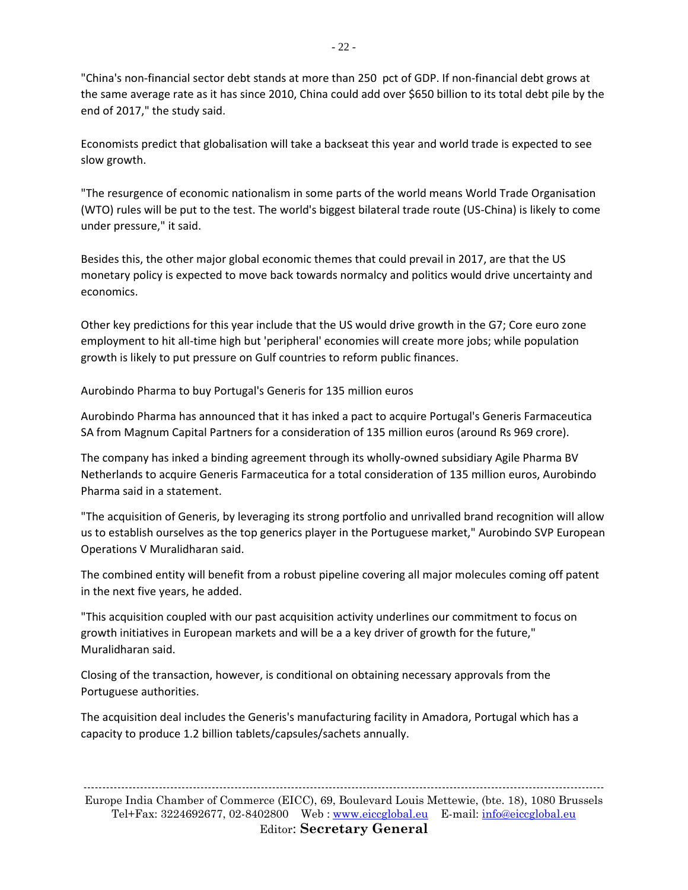"China's non-financial sector debt stands at more than 250  pct of GDP. If non-financial debt grows at the same average rate as it has since 2010, China could add over $650 billion to its total debt pile by the end of 2017," the study said.

Economists predict that globalisation will take a backseat this year and world trade is expected to see slow growth.

"The resurgence of economic nationalism in some parts of the world means World Trade Organisation (WTO) rules will be put to the test. The world's biggest bilateral trade route (US-China) is likely to come under pressure," it said.

Besides this, the other major global economic themes that could prevail in 2017, are that the US monetary policy is expected to move back towards normalcy and politics would drive uncertainty and economics.

Other key predictions for this year include that the US would drive growth in the G7; Core euro zone employment to hit all-time high but 'peripheral' economies will create more jobs; while population growth is likely to put pressure on Gulf countries to reform public finances.

Aurobindo Pharma to buy Portugal's Generis for 135 million euros

Aurobindo Pharma has announced that it has inked a pact to acquire Portugal's Generis Farmaceutica SA from Magnum Capital Partners for a consideration of 135 million euros (around Rs 969 crore).

The company has inked a binding agreement through its wholly-owned subsidiary Agile Pharma BV Netherlands to acquire Generis Farmaceutica for a total consideration of 135 million euros, Aurobindo Pharma said in a statement.

"The acquisition of Generis, by leveraging its strong portfolio and unrivalled brand recognition will allow us to establish ourselves as the top generics player in the Portuguese market," Aurobindo SVP European Operations V Muralidharan said.

The combined entity will benefit from a robust pipeline covering all major molecules coming off patent in the next five years, he added.

"This acquisition coupled with our past acquisition activity underlines our commitment to focus on growth initiatives in European markets and will be a a key driver of growth for the future," Muralidharan said.

Closing of the transaction, however, is conditional on obtaining necessary approvals from the Portuguese authorities.

The acquisition deal includes the Generis's manufacturing facility in Amadora, Portugal which has a capacity to produce 1.2 billion tablets/capsules/sachets annually.